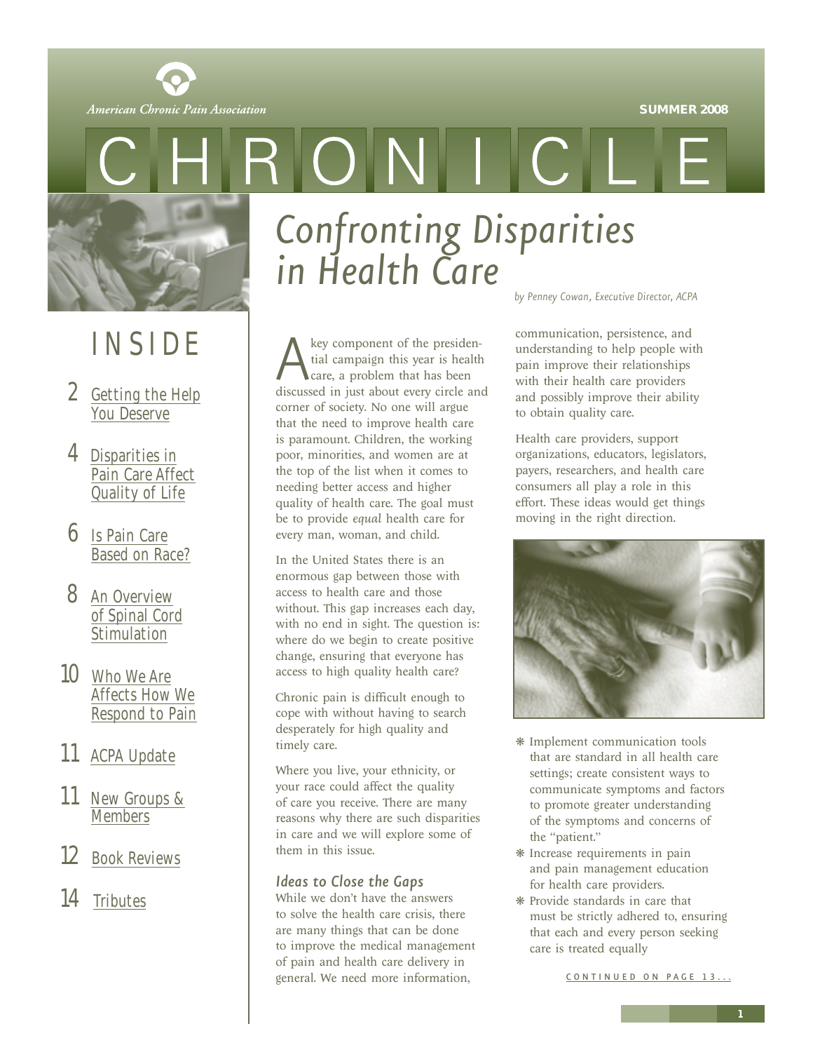American Chronic Pain Association

SUMMER 2008

# CHRONICLE

## INSIDE

- 2 Getting the Help You Deserve
- 4 Disparities in Pain Care Affect Quality of Life
- 6 Is Pain Care Based on Race?
- 8 An Overview of Spinal Cord Stimulation
- 10 Who We Are Affects How We Respond to Pain
- 11 ACPA Update
- 11 New Groups & Members
- 12 Book Reviews
- 14 Tributes

# *Confronting Disparities in Health Care*

*by Penney Cowan, Executive Director, ACPA*

A key component of the presidential campaign this year is health care, a problem that has been discussed in just about every circle and corner of society. No one will argue that the need to improve health care is paramount. Children, the working poor, minorities, and women are at the top of the list when it comes to needing better access and higher quality of health care. The goal must be to provide *equal* health care for every man, woman, and child.

In the United States there is an enormous gap between those with access to health care and those without. This gap increases each day, with no end in sight. The question is: where do we begin to create positive change, ensuring that everyone has access to high quality health care?

Chronic pain is difficult enough to cope with without having to search desperately for high quality and timely care.

Where you live, your ethnicity, or your race could affect the quality of care you receive. There are many reasons why there are such disparities in care and we will explore some of them in this issue.

### *Ideas to Close the Gaps*

While we don't have the answers to solve the health care crisis, there are many things that can be done to improve the medical management of pain and health care delivery in general. We need more information, communication, persistence, and understanding to help people with pain improve their relationships with their health care providers and possibly improve their ability to obtain quality care.

Health care providers, support organizations, educators, legislators, payers, researchers, and health care consumers all play a role in this effort. These ideas would get things moving in the right direction.

- Implement communication tools that are standard in all health care settings; create consistent ways to communicate symptoms and factors to promote greater understanding of the symptoms and concerns of the "patient."
- Increase requirements in pain and pain management education for health care providers.
- Provide standards in care that must be strictly adhered to, ensuring that each and every person seeking care is treated equally

CONTINUED ON PAGE 13...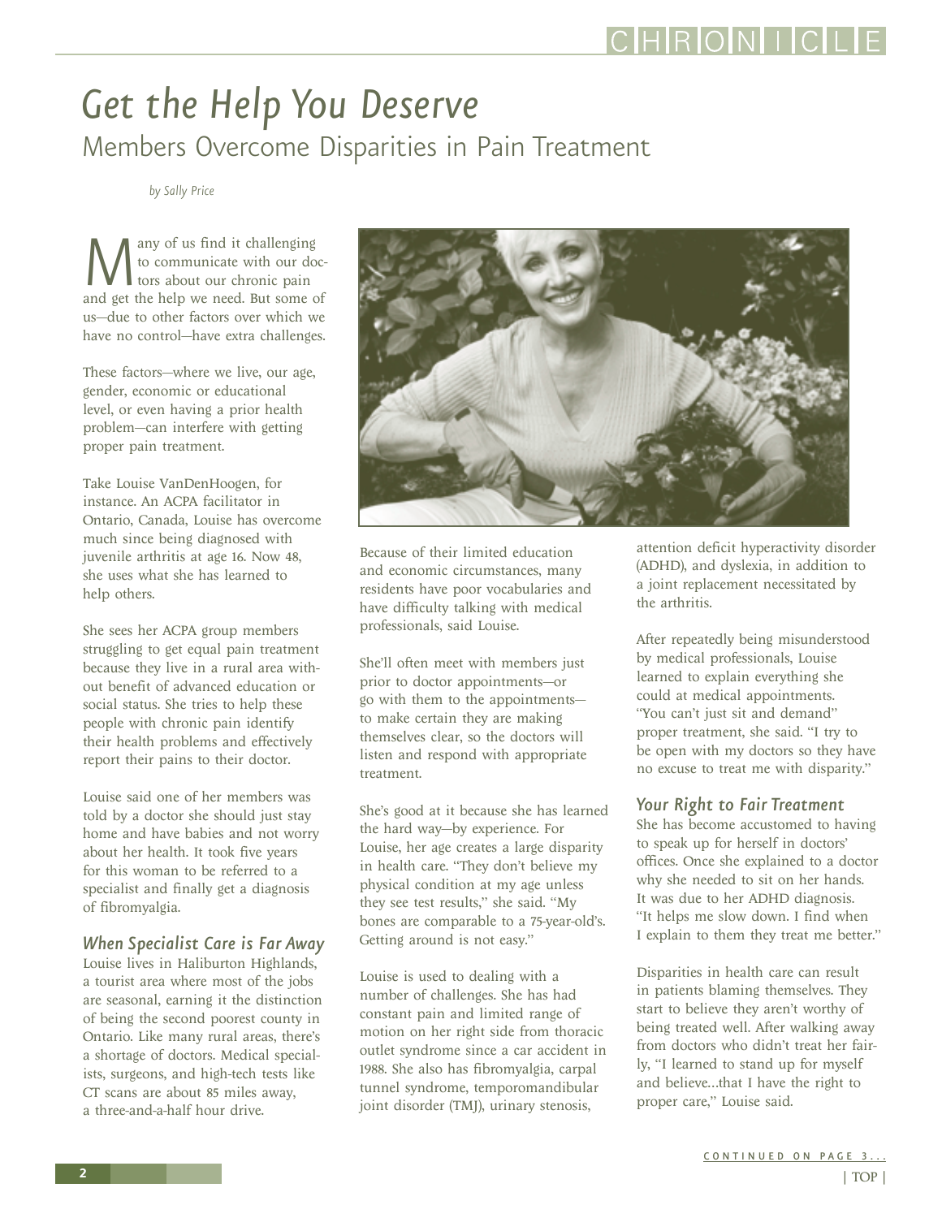# *Get the Help You Deserve*

## Members Overcome Disparities in Pain Treatment

*by Sally Price*

Many of us find it challenging to communicate with our doctors about our chronic pain and get the help we need. But some of us—due to other factors over which we have no control—have extra challenges.

These factors—where we live, our age, gender, economic or educational level, or even having a prior health problem—can interfere with getting proper pain treatment.

Take Louise VanDenHoogen, for instance. An ACPA facilitator in Ontario, Canada, Louise has overcome much since being diagnosed with juvenile arthritis at age 16. Now 48, she uses what she has learned to help others.

She sees her ACPA group members struggling to get equal pain treatment because they live in a rural area without benefit of advanced education or social status. She tries to help these people with chronic pain identify their health problems and effectively report their pains to their doctor.

Louise said one of her members was told by a doctor she should just stay home and have babies and not worry about her health. It took five years for this woman to be referred to a specialist and finally get a diagnosis of fibromyalgia.

### *When Specialist Care is Far Away*

Louise lives in Haliburton Highlands, a tourist area where most of the jobs are seasonal, earning it the distinction of being the second poorest county in Ontario. Like many rural areas, there's a shortage of doctors. Medical specialists, surgeons, and high-tech tests like CT scans are about 85 miles away, a three-and-a-half hour drive.

Because of their limited education and economic circumstances, many residents have poor vocabularies and have difficulty talking with medical professionals, said Louise.

She'll often meet with members just prior to doctor appointments—or go with them to the appointments—to make certain they are making themselves clear, so the doctors will listen and respond with appropriate treatment.

She's good at it because she has learned the hard way—by experience. For Louise, her age creates a large disparity in health care. "They don't believe my physical condition at my age unless they see test results," she said. "My bones are comparable to a 75-year-old's. Getting around is not easy."

Louise is used to dealing with a number of challenges. She has had constant pain and limited range of motion on her right side from thoracic outlet syndrome since a car accident in 1988. She also has fibromyalgia, carpal tunnel syndrome, temporomandibular joint disorder (TMJ), urinary stenosis, attention deficit hyperactivity disorder (ADHD), and dyslexia, in addition to a joint replacement necessitated by the arthritis.

After repeatedly being misunderstood by medical professionals, Louise learned to explain everything she could at medical appointments. "You can't just sit and demand" proper treatment, she said. "I try to be open with my doctors so they have no excuse to treat me with disparity."

### *Your Right to Fair Treatment*

She has become accustomed to having to speak up for herself in doctors' offices. Once she explained to a doctor why she needed to sit on her hands. It was due to her ADHD diagnosis. "It helps me slow down. I find when I explain to them they treat me better."

Disparities in health care can result in patients blaming themselves. They start to believe they aren't worthy of being treated well. After walking away from doctors who didn't treat her fairly, "I learned to stand up for myself and believe…that I have the right to proper care," Louise said.

CONTINUED ON PAGE 3...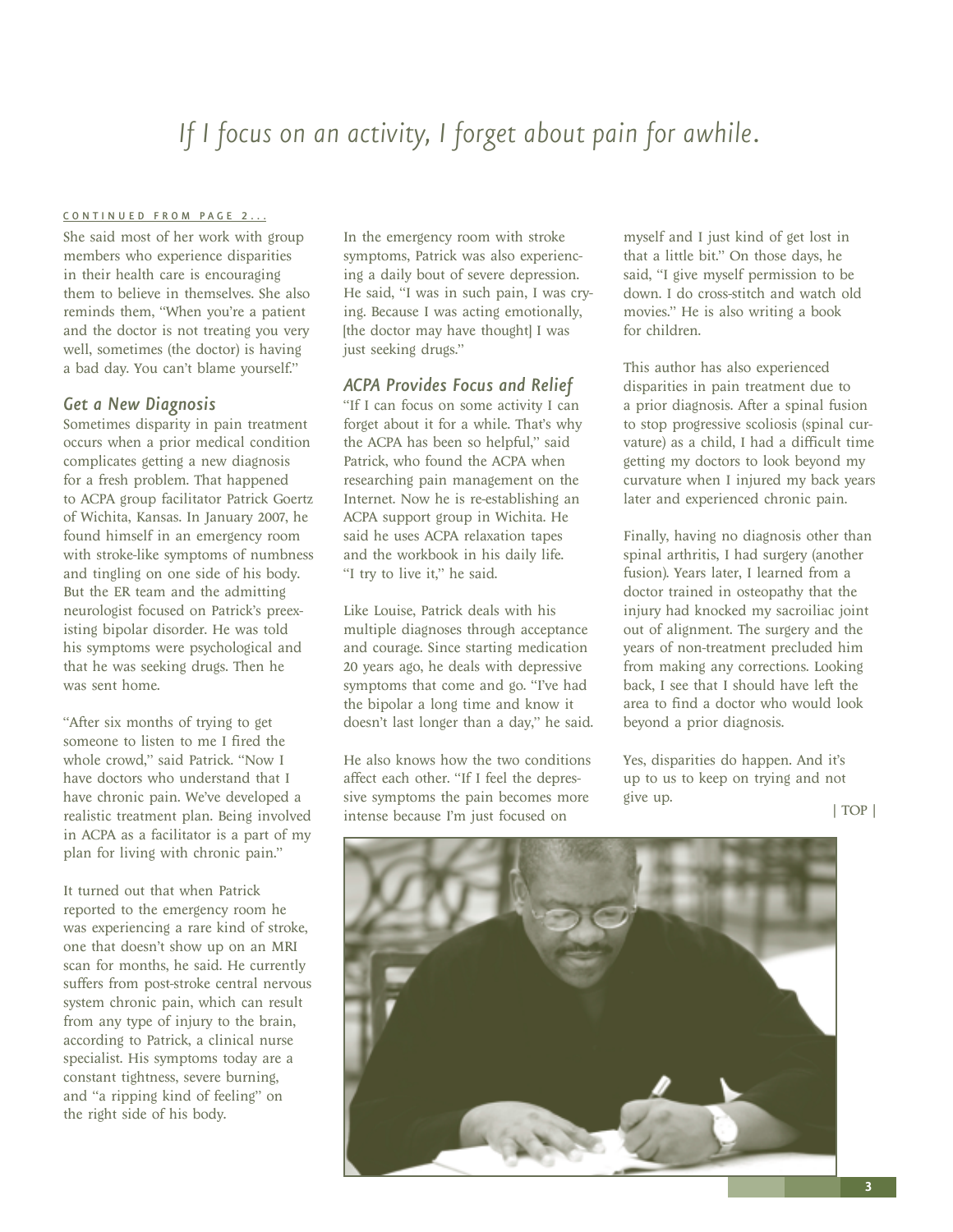*If I focus on an activity, I forget about pain for awhile.*

CONTINUED FROM PAGE 2...

She said most of her work with group members who experience disparities in their health care is encouraging them to believe in themselves. She also reminds them, "When you're a patient and the doctor is not treating you very well, sometimes (the doctor) is having a bad day. You can't blame yourself."

## Get a New Diagnosis

Sometimes disparity in pain treatment occurs when a prior medical condition complicates getting a new diagnosis for a fresh problem. That happened to ACPA group facilitator Patrick Goertz of Wichita, Kansas. In January 2007, he found himself in an emergency room with stroke-like symptoms of numbness and tingling on one side of his body. But the ER team and the admitting neurologist focused on Patrick's preexisting bipolar disorder. He was told his symptoms were psychological and that he was seeking drugs. Then he was sent home.

"After six months of trying to get someone to listen to me I fired the whole crowd," said Patrick. "Now I have doctors who understand that I have chronic pain. We've developed a realistic treatment plan. Being involved in ACPA as a facilitator is a part of my plan for living with chronic pain."

It turned out that when Patrick reported to the emergency room he was experiencing a rare kind of stroke, one that doesn't show up on an MRI scan for months, he said. He currently suffers from post-stroke central nervous system chronic pain, which can result from any type of injury to the brain, according to Patrick, a clinical nurse specialist. His symptoms today are a constant tightness, severe burning, and "a ripping kind of feeling" on the right side of his body.

In the emergency room with stroke symptoms, Patrick was also experiencing a daily bout of severe depression. He said, "I was in such pain, I was crying. Because I was acting emotionally, [the doctor may have thought] I was just seeking drugs."

## ACPA Provides Focus and Relief

"If I can focus on some activity I can forget about it for a while. That's why the ACPA has been so helpful," said Patrick, who found the ACPA when researching pain management on the Internet. Now he is re-establishing an ACPA support group in Wichita. He said he uses ACPA relaxation tapes and the workbook in his daily life. "I try to live it," he said.

Like Louise, Patrick deals with his multiple diagnoses through acceptance and courage. Since starting medication 20 years ago, he deals with depressive symptoms that come and go. "I've had the bipolar a long time and know it doesn't last longer than a day," he said.

He also knows how the two conditions affect each other. "If I feel the depressive symptoms the pain becomes more intense because I'm just focused on myself and I just kind of get lost in that a little bit." On those days, he said, "I give myself permission to be down. I do cross-stitch and watch old movies." He is also writing a book for children.

This author has also experienced disparities in pain treatment due to a prior diagnosis. After a spinal fusion to stop progressive scoliosis (spinal curvature) as a child, I had a difficult time getting my doctors to look beyond my curvature when I injured my back years later and experienced chronic pain.

Finally, having no diagnosis other than spinal arthritis, I had surgery (another fusion). Years later, I learned from a doctor trained in osteopathy that the injury had knocked my sacroiliac joint out of alignment. The surgery and the years of non-treatment precluded him from making any corrections. Looking back, I see that I should have left the area to find a doctor who would look beyond a prior diagnosis.

Yes, disparities do happen. And it's up to us to keep on trying and not give up.

| TOP |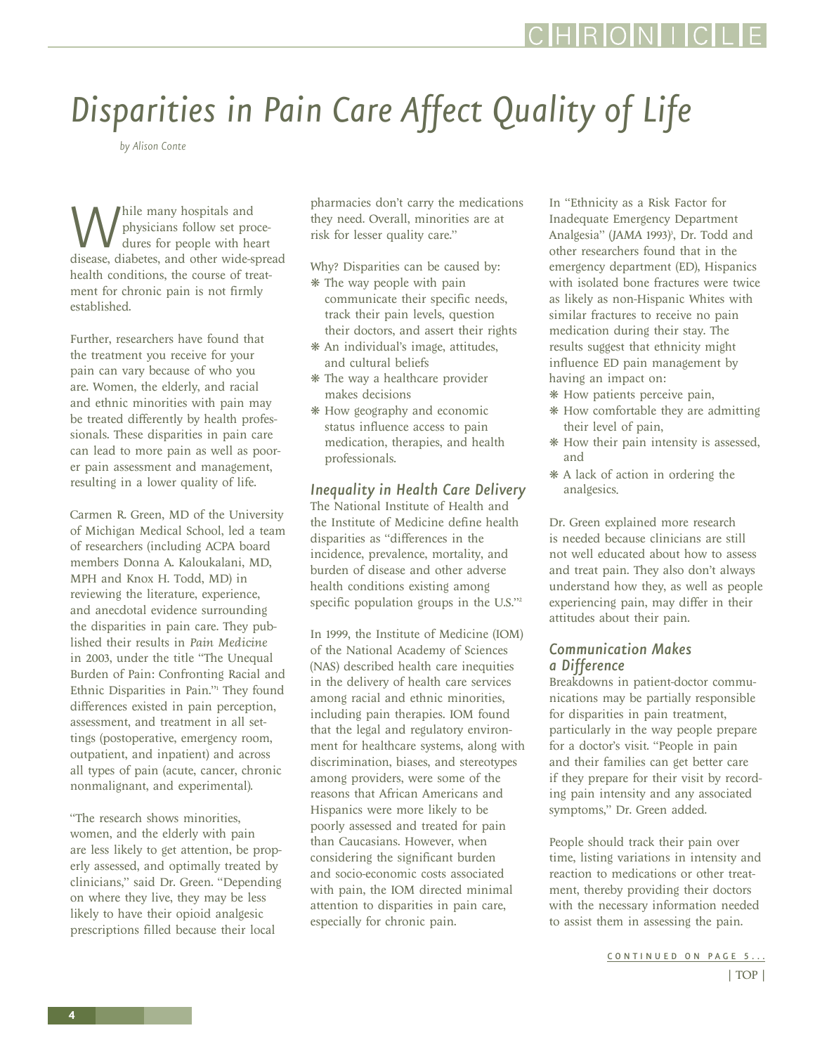# Disparities in Pain Care Affect Quality of Life

*by Alison Conte*

While many hospitals and physicians follow set procedures for people with heart disease, diabetes, and other wide-spread health conditions, the course of treatment for chronic pain is not firmly established.

Further, researchers have found that the treatment you receive for your pain can vary because of who you are. Women, the elderly, and racial and ethnic minorities with pain may be treated differently by health professionals. These disparities in pain care can lead to more pain as well as poorer pain assessment and management, resulting in a lower quality of life.

Carmen R. Green, MD of the University of Michigan Medical School, led a team of researchers (including ACPA board members Donna A. Kaloukalani, MD, MPH and Knox H. Todd, MD) in reviewing the literature, experience, and anecdotal evidence surrounding the disparities in pain care. They published their results in *Pain Medicine* in 2003, under the title "The Unequal Burden of Pain: Confronting Racial and Ethnic Disparities in Pain."[1] They found differences existed in pain perception, assessment, and treatment in all settings (postoperative, emergency room, outpatient, and inpatient) and across all types of pain (acute, cancer, chronic nonmalignant, and experimental).

"The research shows minorities, women, and the elderly with pain are less likely to get attention, be properly assessed, and optimally treated by clinicians," said Dr. Green. "Depending on where they live, they may be less likely to have their opioid analgesic prescriptions filled because their local pharmacies don't carry the medications they need. Overall, minorities are at risk for lesser quality care."

Why? Disparities can be caused by:

- The way people with pain communicate their specific needs, track their pain levels, question their doctors, and assert their rights
- An individual's image, attitudes, and cultural beliefs
- The way a healthcare provider makes decisions
- How geography and economic status influence access to pain medication, therapies, and health professionals.

## Inequality in Health Care Delivery

The National Institute of Health and the Institute of Medicine define health disparities as "differences in the incidence, prevalence, mortality, and burden of disease and other adverse health conditions existing among specific population groups in the U.S."[2]

In 1999, the Institute of Medicine (IOM) of the National Academy of Sciences (NAS) described health care inequities in the delivery of health care services among racial and ethnic minorities, including pain therapies. IOM found that the legal and regulatory environment for healthcare systems, along with discrimination, biases, and stereotypes among providers, were some of the reasons that African Americans and Hispanics were more likely to be poorly assessed and treated for pain than Caucasians. However, when considering the significant burden and socio-economic costs associated with pain, the IOM directed minimal attention to disparities in pain care, especially for chronic pain.

In "Ethnicity as a Risk Factor for Inadequate Emergency Department Analgesia" (*JAMA* 1993)[3], Dr. Todd and other researchers found that in the emergency department (ED), Hispanics with isolated bone fractures were twice as likely as non-Hispanic Whites with similar fractures to receive no pain medication during their stay. The results suggest that ethnicity might influence ED pain management by having an impact on:

- How patients perceive pain,
- How comfortable they are admitting their level of pain,
- How their pain intensity is assessed, and
- A lack of action in ordering the analgesics.

Dr. Green explained more research is needed because clinicians are still not well educated about how to assess and treat pain. They also don't always understand how they, as well as people experiencing pain, may differ in their attitudes about their pain.

## Communication Makes a Difference

Breakdowns in patient-doctor communications may be partially responsible for disparities in pain treatment, particularly in the way people prepare for a doctor's visit. "People in pain and their families can get better care if they prepare for their visit by recording pain intensity and any associated symptoms," Dr. Green added.

People should track their pain over time, listing variations in intensity and reaction to medications or other treatment, thereby providing their doctors with the necessary information needed to assist them in assessing the pain.

CONTINUED ON PAGE 5...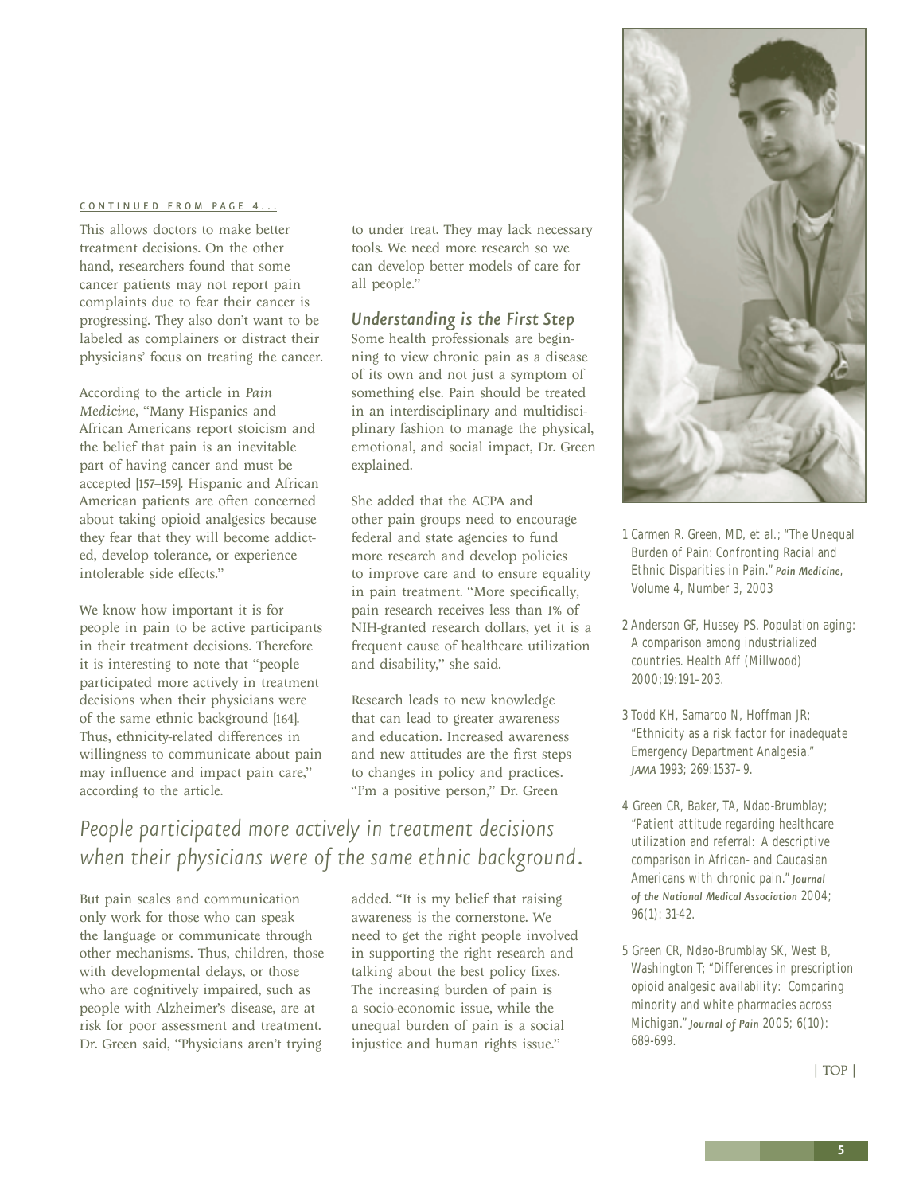CONTINUED FROM PAGE 4...

This allows doctors to make better treatment decisions. On the other hand, researchers found that some cancer patients may not report pain complaints due to fear their cancer is progressing. They also don't want to be labeled as complainers or distract their physicians' focus on treating the cancer.

According to the article in *Pain Medicine*, "Many Hispanics and African Americans report stoicism and the belief that pain is an inevitable part of having cancer and must be accepted [157–159]. Hispanic and African American patients are often concerned about taking opioid analgesics because they fear that they will become addicted, develop tolerance, or experience intolerable side effects."

We know how important it is for people in pain to be active participants in their treatment decisions. Therefore it is interesting to note that "people participated more actively in treatment decisions when their physicians were of the same ethnic background [164]. Thus, ethnicity-related differences in willingness to communicate about pain may influence and impact pain care," according to the article.

*People participated more actively in treatment decisions when their physicians were of the same ethnic background.*

But pain scales and communication only work for those who can speak the language or communicate through other mechanisms. Thus, children, those with developmental delays, or those who are cognitively impaired, such as people with Alzheimer's disease, are at risk for poor assessment and treatment. Dr. Green said, "Physicians aren't trying to under treat. They may lack necessary tools. We need more research so we can develop better models of care for all people."

### *Understanding is the First Step*

Some health professionals are beginning to view chronic pain as a disease of its own and not just a symptom of something else. Pain should be treated in an interdisciplinary and multidisciplinary fashion to manage the physical, emotional, and social impact, Dr. Green explained.

She added that the ACPA and other pain groups need to encourage federal and state agencies to fund more research and develop policies to improve care and to ensure equality in pain treatment. "More specifically, pain research receives less than 1% of NIH-granted research dollars, yet it is a frequent cause of healthcare utilization and disability," she said.

Research leads to new knowledge that can lead to greater awareness and education. Increased awareness and new attitudes are the first steps to changes in policy and practices. "I'm a positive person," Dr. Green added. "It is my belief that raising awareness is the cornerstone. We need to get the right people involved in supporting the right research and talking about the best policy fixes. The increasing burden of pain is a socio-economic issue, while the unequal burden of pain is a social injustice and human rights issue."

1 Carmen R. Green, MD, et al.; "The Unequal Burden of Pain: Confronting Racial and Ethnic Disparities in Pain." *Pain Medicine*, Volume 4, Number 3, 2003

2 Anderson GF, Hussey PS. Population aging: A comparison among industrialized countries. Health Aff (Millwood) 2000;19:191–203.

3 Todd KH, Samaroo N, Hoffman JR; "Ethnicity as a risk factor for inadequate Emergency Department Analgesia." *JAMA* 1993; 269:1537–9.

4 Green CR, Baker, TA, Ndao-Brumblay; "Patient attitude regarding healthcare utilization and referral: A descriptive comparison in African- and Caucasian Americans with chronic pain." *Journal of the National Medical Association* 2004; 96(1): 31-42.

5 Green CR, Ndao-Brumblay SK, West B, Washington T; "Differences in prescription opioid analgesic availability: Comparing minority and white pharmacies across Michigan." *Journal of Pain* 2005; 6(10): 689-699.

| TOP |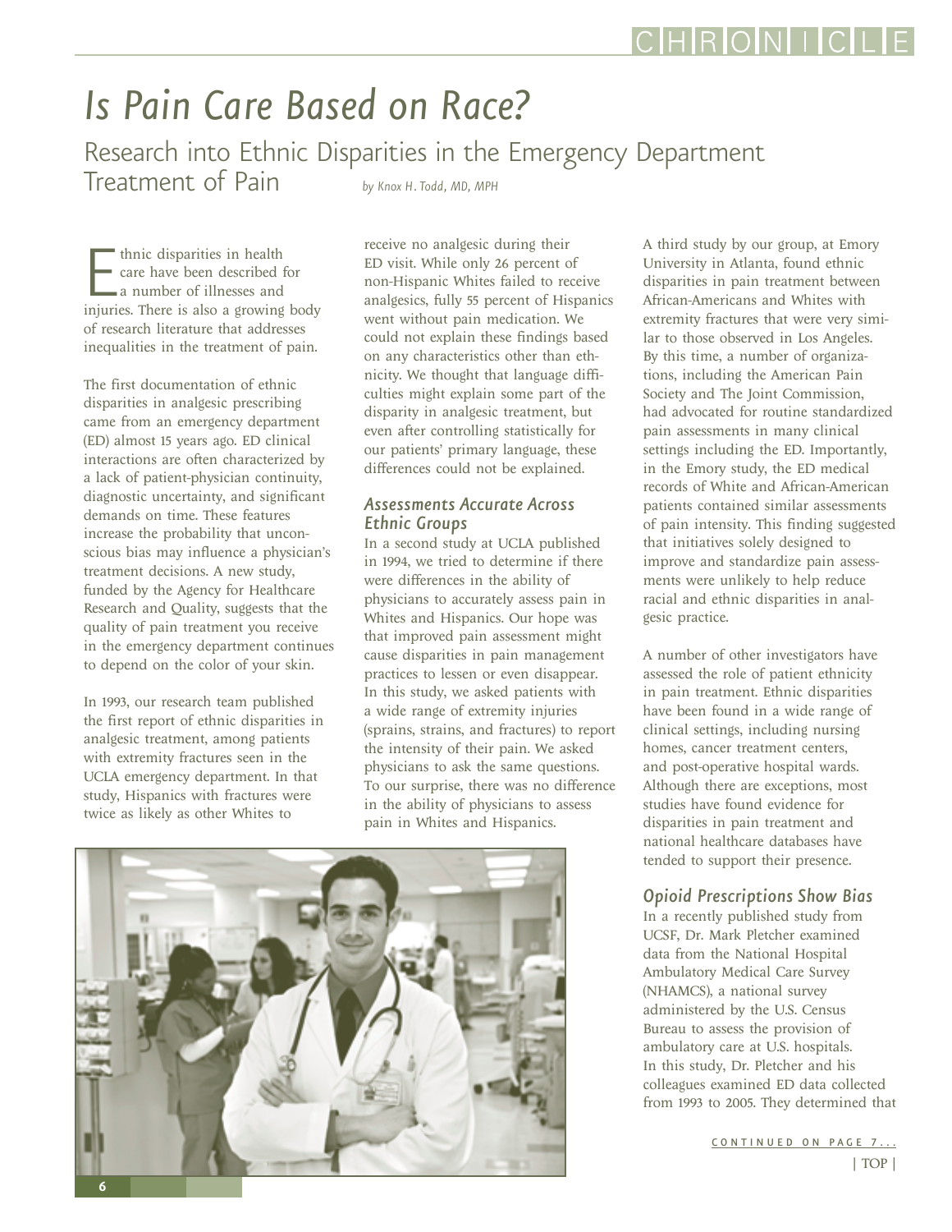# Is Pain Care Based on Race?

## Research into Ethnic Disparities in the Emergency Department Treatment of Pain

*by Knox H. Todd, MD, MPH*

Ethnic disparities in health care have been described for a number of illnesses and injuries. There is also a growing body of research literature that addresses inequalities in the treatment of pain.

The first documentation of ethnic disparities in analgesic prescribing came from an emergency department (ED) almost 15 years ago. ED clinical interactions are often characterized by a lack of patient-physician continuity, diagnostic uncertainty, and significant demands on time. These features increase the probability that unconscious bias may influence a physician's treatment decisions. A new study, funded by the Agency for Healthcare Research and Quality, suggests that the quality of pain treatment you receive in the emergency department continues to depend on the color of your skin.

In 1993, our research team published the first report of ethnic disparities in analgesic treatment, among patients with extremity fractures seen in the UCLA emergency department. In that study, Hispanics with fractures were twice as likely as other Whites to receive no analgesic during their ED visit. While only 26 percent of non-Hispanic Whites failed to receive analgesics, fully 55 percent of Hispanics went without pain medication. We could not explain these findings based on any characteristics other than ethnicity. We thought that language difficulties might explain some part of the disparity in analgesic treatment, but even after controlling statistically for our patients' primary language, these differences could not be explained.

### Assessments Accurate Across Ethnic Groups

In a second study at UCLA published in 1994, we tried to determine if there were differences in the ability of physicians to accurately assess pain in Whites and Hispanics. Our hope was that improved pain assessment might cause disparities in pain management practices to lessen or even disappear. In this study, we asked patients with a wide range of extremity injuries (sprains, strains, and fractures) to report the intensity of their pain. We asked physicians to ask the same questions. To our surprise, there was no difference in the ability of physicians to assess pain in Whites and Hispanics.

A third study by our group, at Emory University in Atlanta, found ethnic disparities in pain treatment between African-Americans and Whites with extremity fractures that were very similar to those observed in Los Angeles. By this time, a number of organizations, including the American Pain Society and The Joint Commission, had advocated for routine standardized pain assessments in many clinical settings including the ED. Importantly, in the Emory study, the ED medical records of White and African-American patients contained similar assessments of pain intensity. This finding suggested that initiatives solely designed to improve and standardize pain assessments were unlikely to help reduce racial and ethnic disparities in analgesic practice.

A number of other investigators have assessed the role of patient ethnicity in pain treatment. Ethnic disparities have been found in a wide range of clinical settings, including nursing homes, cancer treatment centers, and post-operative hospital wards. Although there are exceptions, most studies have found evidence for disparities in pain treatment and national healthcare databases have tended to support their presence.

### Opioid Prescriptions Show Bias

In a recently published study from UCSF, Dr. Mark Pletcher examined data from the National Hospital Ambulatory Medical Care Survey (NHAMCS), a national survey administered by the U.S. Census Bureau to assess the provision of ambulatory care at U.S. hospitals. In this study, Dr. Pletcher and his colleagues examined ED data collected from 1993 to 2005. They determined that

CONTINUED ON PAGE 7...

| TOP |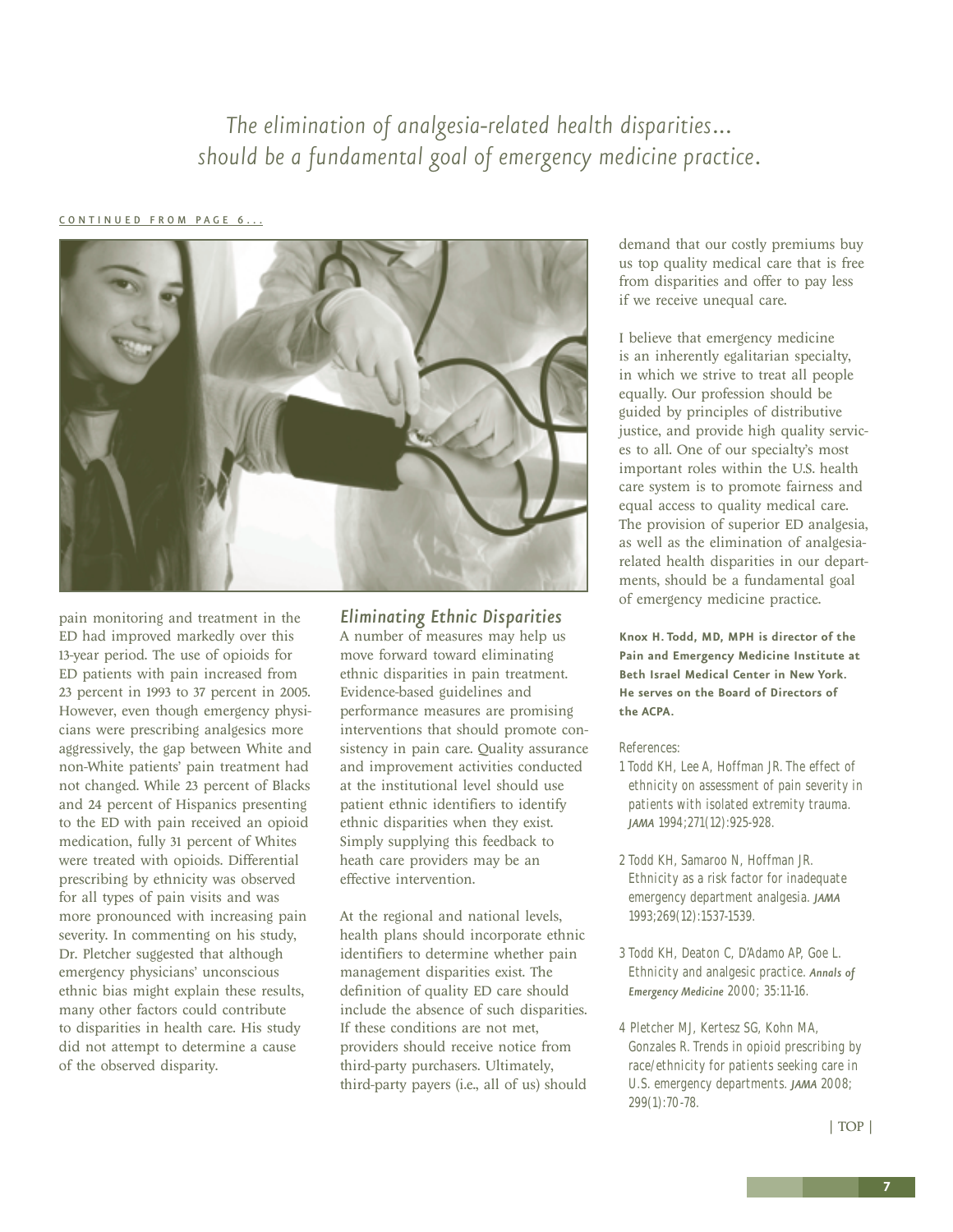*The elimination of analgesia-related health disparities... should be a fundamental goal of emergency medicine practice.*

CONTINUED FROM PAGE 6...

pain monitoring and treatment in the ED had improved markedly over this 13-year period. The use of opioids for ED patients with pain increased from 23 percent in 1993 to 37 percent in 2005. However, even though emergency physicians were prescribing analgesics more aggressively, the gap between White and non-White patients' pain treatment had not changed. While 23 percent of Blacks and 24 percent of Hispanics presenting to the ED with pain received an opioid medication, fully 31 percent of Whites were treated with opioids. Differential prescribing by ethnicity was observed for all types of pain visits and was more pronounced with increasing pain severity. In commenting on his study, Dr. Pletcher suggested that although emergency physicians' unconscious ethnic bias might explain these results, many other factors could contribute to disparities in health care. His study did not attempt to determine a cause of the observed disparity.

## *Eliminating Ethnic Disparities*

A number of measures may help us move forward toward eliminating ethnic disparities in pain treatment. Evidence-based guidelines and performance measures are promising interventions that should promote consistency in pain care. Quality assurance and improvement activities conducted at the institutional level should use patient ethnic identifiers to identify ethnic disparities when they exist. Simply supplying this feedback to heath care providers may be an effective intervention.

At the regional and national levels, health plans should incorporate ethnic identifiers to determine whether pain management disparities exist. The definition of quality ED care should include the absence of such disparities. If these conditions are not met, providers should receive notice from third-party purchasers. Ultimately, third-party payers (i.e., all of us) should demand that our costly premiums buy us top quality medical care that is free from disparities and offer to pay less if we receive unequal care.

I believe that emergency medicine is an inherently egalitarian specialty, in which we strive to treat all people equally. Our profession should be guided by principles of distributive justice, and provide high quality services to all. One of our specialty's most important roles within the U.S. health care system is to promote fairness and equal access to quality medical care. The provision of superior ED analgesia, as well as the elimination of analgesia-related health disparities in our departments, should be a fundamental goal of emergency medicine practice.

**Knox H. Todd, MD, MPH is director of the Pain and Emergency Medicine Institute at Beth Israel Medical Center in New York. He serves on the Board of Directors of the ACPA.**

References:

1 Todd KH, Lee A, Hoffman JR. The effect of ethnicity on assessment of pain severity in patients with isolated extremity trauma. *JAMA* 1994;271(12):925-928.

2 Todd KH, Samaroo N, Hoffman JR. Ethnicity as a risk factor for inadequate emergency department analgesia. *JAMA* 1993;269(12):1537-1539.

3 Todd KH, Deaton C, D'Adamo AP, Goe L. Ethnicity and analgesic practice. *Annals of Emergency Medicine* 2000; 35:11-16.

4 Pletcher MJ, Kertesz SG, Kohn MA, Gonzales R. Trends in opioid prescribing by race/ethnicity for patients seeking care in U.S. emergency departments. *JAMA* 2008; 299(1):70-78.

| TOP |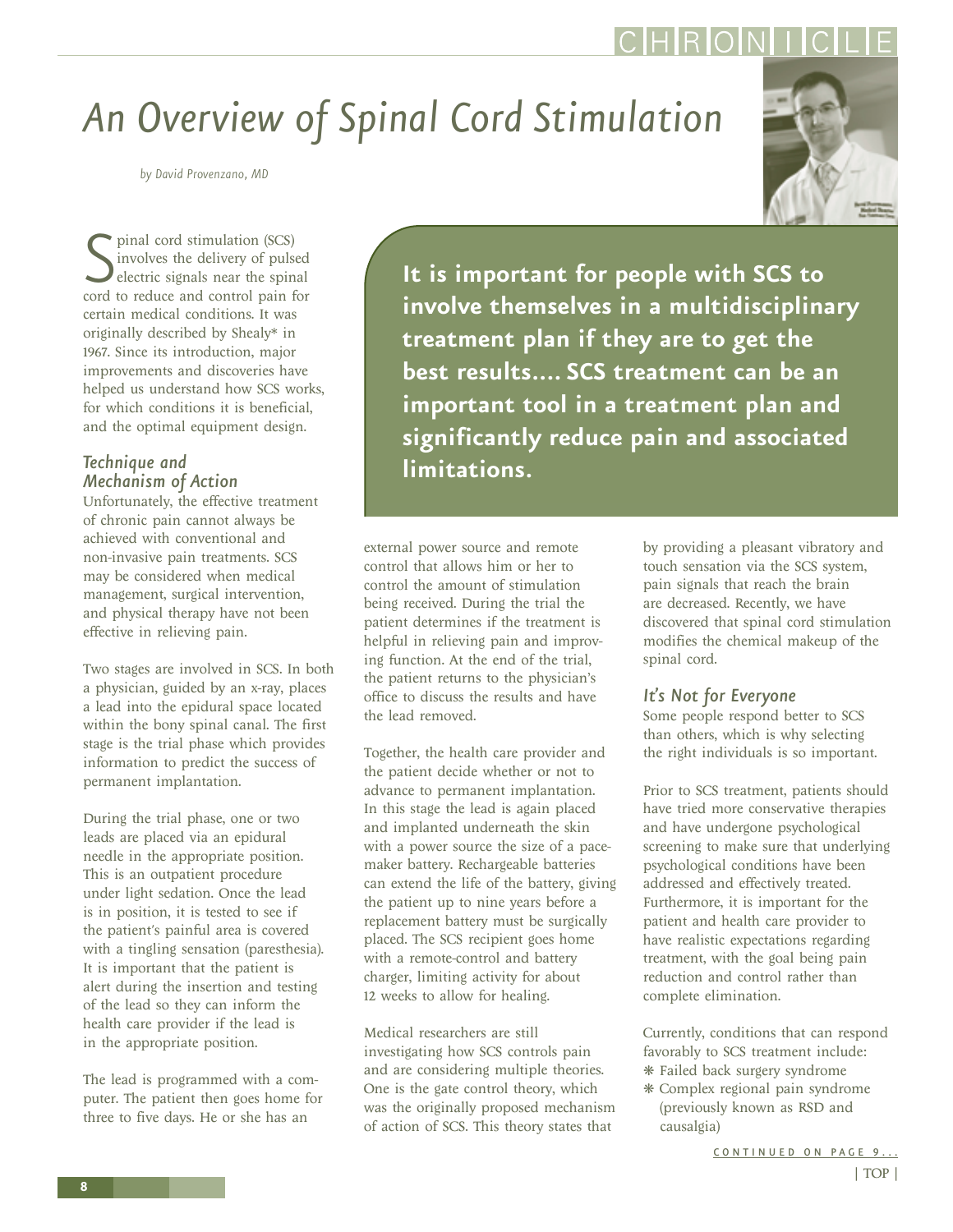# An Overview of Spinal Cord Stimulation

*by David Provenzano, MD*

Spinal cord stimulation (SCS) involves the delivery of pulsed electric signals near the spinal cord to reduce and control pain for certain medical conditions. It was originally described by Shealy* in 1967. Since its introduction, major improvements and discoveries have helped us understand how SCS works, for which conditions it is beneficial, and the optimal equipment design.

**It is important for people with SCS to involve themselves in a multidisciplinary treatment plan if they are to get the best results.... SCS treatment can be an important tool in a treatment plan and significantly reduce pain and associated limitations.**

## *Technique and Mechanism of Action*

Unfortunately, the effective treatment of chronic pain cannot always be achieved with conventional and non-invasive pain treatments. SCS may be considered when medical management, surgical intervention, and physical therapy have not been effective in relieving pain.

Two stages are involved in SCS. In both a physician, guided by an x-ray, places a lead into the epidural space located within the bony spinal canal. The first stage is the trial phase which provides information to predict the success of permanent implantation.

During the trial phase, one or two leads are placed via an epidural needle in the appropriate position. This is an outpatient procedure under light sedation. Once the lead is in position, it is tested to see if the patient's painful area is covered with a tingling sensation (paresthesia). It is important that the patient is alert during the insertion and testing of the lead so they can inform the health care provider if the lead is in the appropriate position.

The lead is programmed with a computer. The patient then goes home for three to five days. He or she has an external power source and remote control that allows him or her to control the amount of stimulation being received. During the trial the patient determines if the treatment is helpful in relieving pain and improving function. At the end of the trial, the patient returns to the physician's office to discuss the results and have the lead removed.

Together, the health care provider and the patient decide whether or not to advance to permanent implantation. In this stage the lead is again placed and implanted underneath the skin with a power source the size of a pacemaker battery. Rechargeable batteries can extend the life of the battery, giving the patient up to nine years before a replacement battery must be surgically placed. The SCS recipient goes home with a remote-control and battery charger, limiting activity for about 12 weeks to allow for healing.

Medical researchers are still investigating how SCS controls pain and are considering multiple theories. One is the gate control theory, which was the originally proposed mechanism of action of SCS. This theory states that by providing a pleasant vibratory and touch sensation via the SCS system, pain signals that reach the brain are decreased. Recently, we have discovered that spinal cord stimulation modifies the chemical makeup of the spinal cord.

## *It's Not for Everyone*

Some people respond better to SCS than others, which is why selecting the right individuals is so important.

Prior to SCS treatment, patients should have tried more conservative therapies and have undergone psychological screening to make sure that underlying psychological conditions have been addressed and effectively treated. Furthermore, it is important for the patient and health care provider to have realistic expectations regarding treatment, with the goal being pain reduction and control rather than complete elimination.

Currently, conditions that can respond favorably to SCS treatment include:

- Failed back surgery syndrome
- Complex regional pain syndrome (previously known as RSD and causalgia)

CONTINUED ON PAGE 9...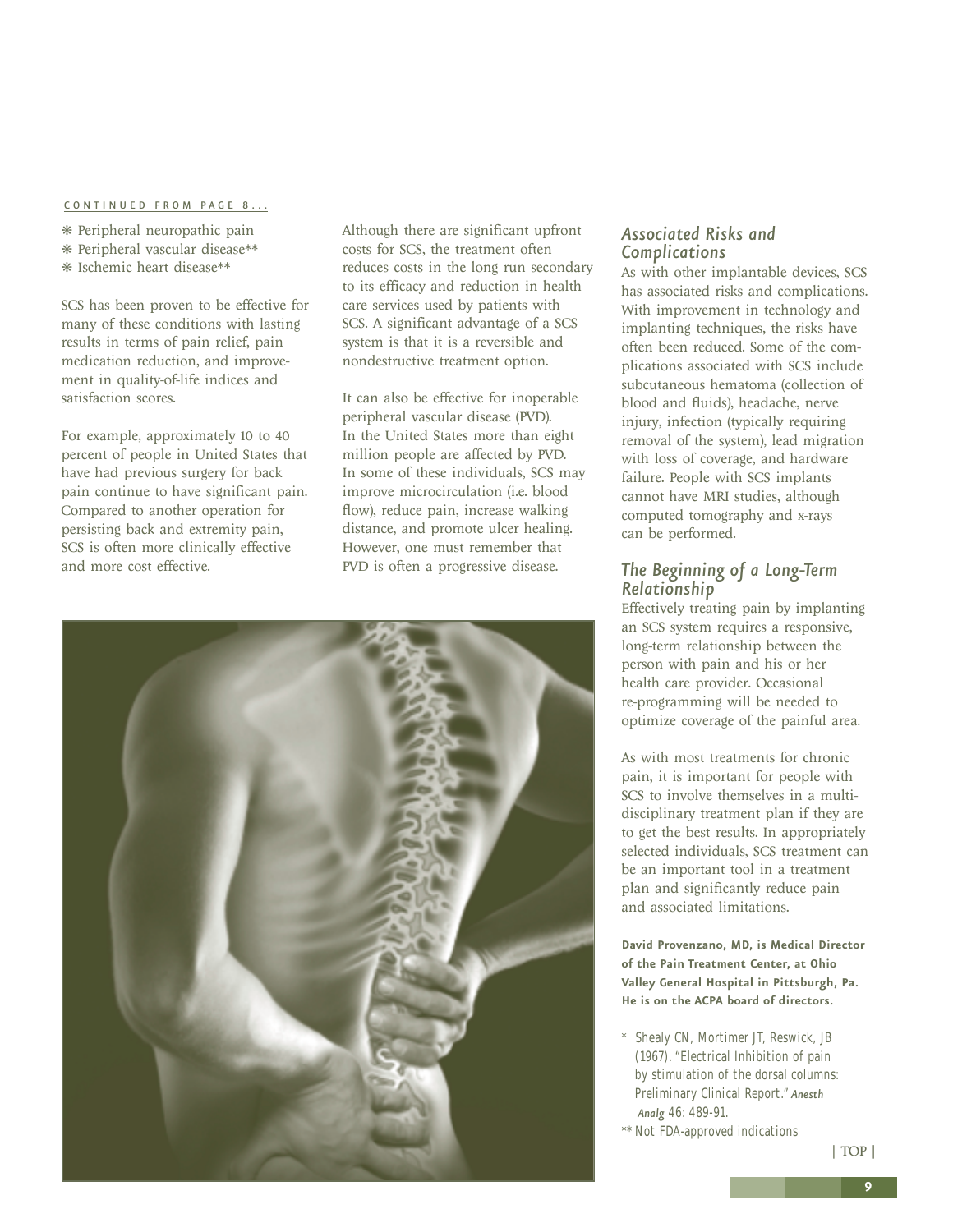CONTINUED FROM PAGE 8...

- Peripheral neuropathic pain
- Peripheral vascular disease**
- Ischemic heart disease**

SCS has been proven to be effective for many of these conditions with lasting results in terms of pain relief, pain medication reduction, and improvement in quality-of-life indices and satisfaction scores.

For example, approximately 10 to 40 percent of people in United States that have had previous surgery for back pain continue to have significant pain. Compared to another operation for persisting back and extremity pain, SCS is often more clinically effective and more cost effective.

Although there are significant upfront costs for SCS, the treatment often reduces costs in the long run secondary to its efficacy and reduction in health care services used by patients with SCS. A significant advantage of a SCS system is that it is a reversible and nondestructive treatment option.

It can also be effective for inoperable peripheral vascular disease (PVD). In the United States more than eight million people are affected by PVD. In some of these individuals, SCS may improve microcirculation (i.e. blood flow), reduce pain, increase walking distance, and promote ulcer healing. However, one must remember that PVD is often a progressive disease.

## *Associated Risks and Complications*

As with other implantable devices, SCS has associated risks and complications. With improvement in technology and implanting techniques, the risks have often been reduced. Some of the complications associated with SCS include subcutaneous hematoma (collection of blood and fluids), headache, nerve injury, infection (typically requiring removal of the system), lead migration with loss of coverage, and hardware failure. People with SCS implants cannot have MRI studies, although computed tomography and x-rays can be performed.

## *The Beginning of a Long-Term Relationship*

Effectively treating pain by implanting an SCS system requires a responsive, long-term relationship between the person with pain and his or her health care provider. Occasional re-programming will be needed to optimize coverage of the painful area.

As with most treatments for chronic pain, it is important for people with SCS to involve themselves in a multidisciplinary treatment plan if they are to get the best results. In appropriately selected individuals, SCS treatment can be an important tool in a treatment plan and significantly reduce pain and associated limitations.

**David Provenzano, MD, is Medical Director of the Pain Treatment Center, at Ohio Valley General Hospital in Pittsburgh, Pa. He is on the ACPA board of directors.**

\* Shealy CN, Mortimer JT, Reswick, JB (1967). "Electrical Inhibition of pain by stimulation of the dorsal columns: Preliminary Clinical Report." *Anesth Analg* 46: 489-91.

** Not FDA-approved indications

| TOP |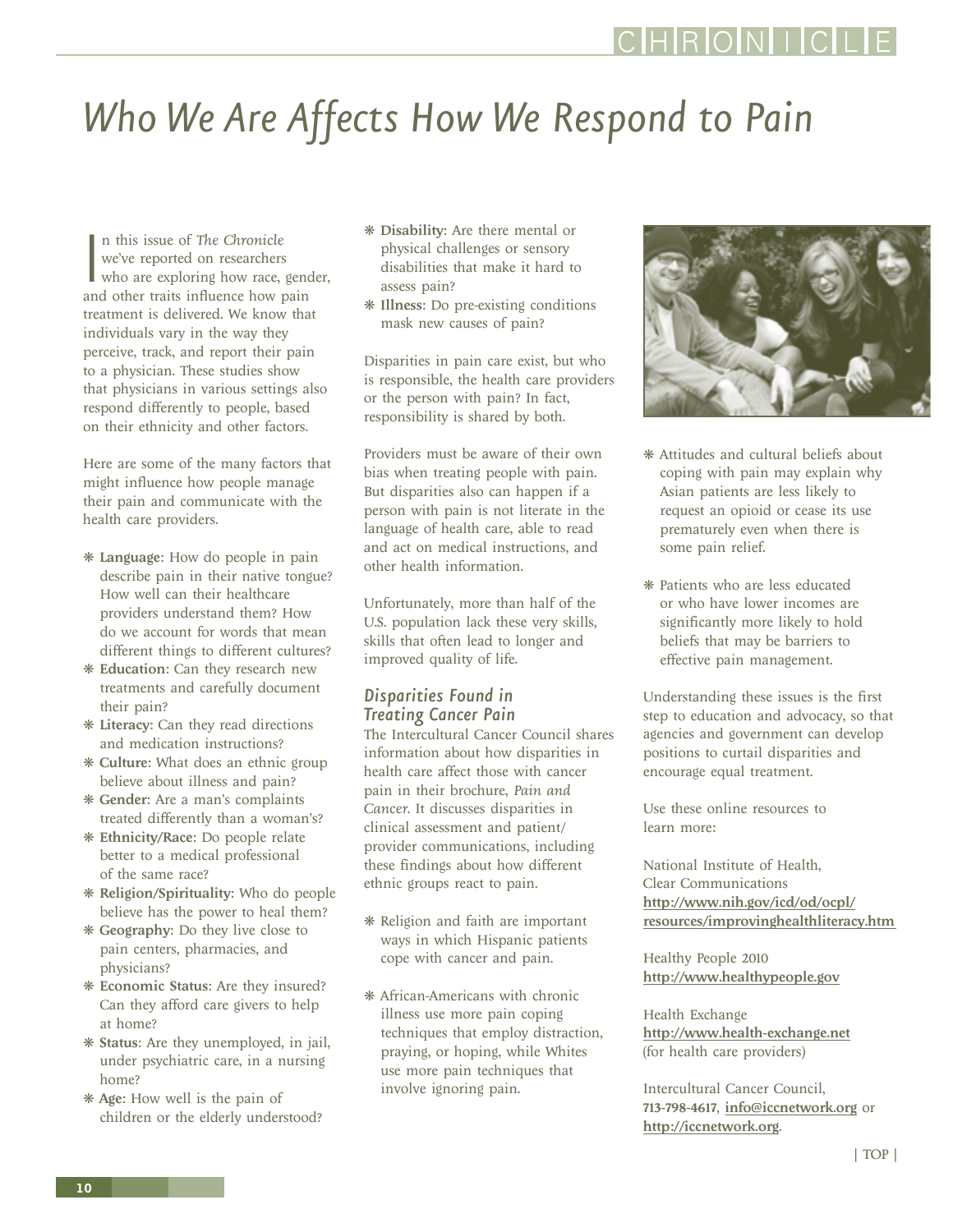# Who We Are Affects How We Respond to Pain

In this issue of *The Chronicle* we've reported on researchers who are exploring how race, gender, and other traits influence how pain treatment is delivered. We know that individuals vary in the way they perceive, track, and report their pain to a physician. These studies show that physicians in various settings also respond differently to people, based on their ethnicity and other factors.

Here are some of the many factors that might influence how people manage their pain and communicate with the health care providers.

- **Language**: How do people in pain describe pain in their native tongue? How well can their healthcare providers understand them? How do we account for words that mean different things to different cultures?
- **Education**: Can they research new treatments and carefully document their pain?
- **Literacy**: Can they read directions and medication instructions?
- **Culture**: What does an ethnic group believe about illness and pain?
- **Gender**: Are a man's complaints treated differently than a woman's?
- **Ethnicity/Race**: Do people relate better to a medical professional of the same race?
- **Religion/Spirituality**: Who do people believe has the power to heal them?
- **Geography**: Do they live close to pain centers, pharmacies, and physicians?
- **Economic Status**: Are they insured? Can they afford care givers to help at home?
- **Status**: Are they unemployed, in jail, under psychiatric care, in a nursing home?
- **Age**: How well is the pain of children or the elderly understood?
- **Disability**: Are there mental or physical challenges or sensory disabilities that make it hard to assess pain?
- **Illness**: Do pre-existing conditions mask new causes of pain?

Disparities in pain care exist, but who is responsible, the health care providers or the person with pain? In fact, responsibility is shared by both.

Providers must be aware of their own bias when treating people with pain. But disparities also can happen if a person with pain is not literate in the language of health care, able to read and act on medical instructions, and other health information.

Unfortunately, more than half of the U.S. population lack these very skills, skills that often lead to longer and improved quality of life.

## Disparities Found in Treating Cancer Pain

The Intercultural Cancer Council shares information about how disparities in health care affect those with cancer pain in their brochure, *Pain and Cancer*. It discusses disparities in clinical assessment and patient/provider communications, including these findings about how different ethnic groups react to pain.

- Religion and faith are important ways in which Hispanic patients cope with cancer and pain.
- African-Americans with chronic illness use more pain coping techniques that employ distraction, praying, or hoping, while Whites use more pain techniques that involve ignoring pain.
- Attitudes and cultural beliefs about coping with pain may explain why Asian patients are less likely to request an opioid or cease its use prematurely even when there is some pain relief.
- Patients who are less educated or who have lower incomes are significantly more likely to hold beliefs that may be barriers to effective pain management.

Understanding these issues is the first step to education and advocacy, so that agencies and government can develop positions to curtail disparities and encourage equal treatment.

Use these online resources to learn more:

National Institute of Health, Clear Communications
http://www.nih.gov/icd/od/ocpl/resources/improvinghealthliteracy.htm

Healthy People 2010
http://www.healthypeople.gov

Health Exchange
http://www.health-exchange.net
(for health care providers)

Intercultural Cancer Council, **713-798-4617**, info@iccnetwork.org or http://iccnetwork.org.

| TOP |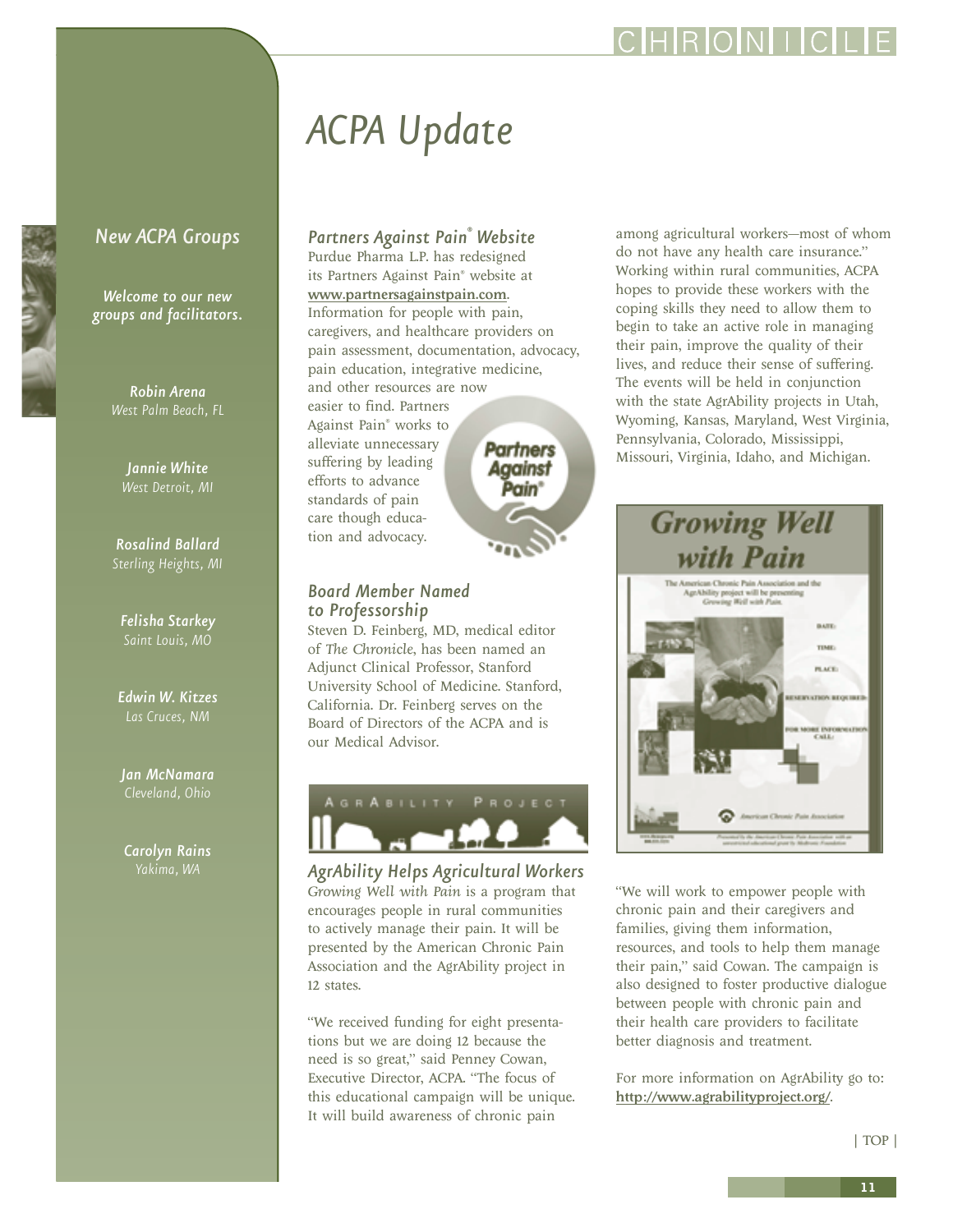# ACPA Update

## New ACPA Groups

*Welcome to our new groups and facilitators.*

**Robin Arena**
*West Palm Beach, FL*

**Jannie White**
*West Detroit, MI*

**Rosalind Ballard**
*Sterling Heights, MI*

**Felisha Starkey**
*Saint Louis, MO*

**Edwin W. Kitzes**
*Las Cruces, NM*

**Jan McNamara**
*Cleveland, Ohio*

**Carolyn Rains**
*Yakima, WA*

### Partners Against Pain® Website

Purdue Pharma L.P. has redesigned its Partners Against Pain® website at **www.partnersagainstpain.com**. Information for people with pain, caregivers, and healthcare providers on pain assessment, documentation, advocacy, pain education, integrative medicine, and other resources are now easier to find. Partners Against Pain® works to alleviate unnecessary suffering by leading efforts to advance standards of pain care though education and advocacy.

### Board Member Named to Professorship

Steven D. Feinberg, MD, medical editor of *The Chronicle*, has been named an Adjunct Clinical Professor, Stanford University School of Medicine. Stanford, California. Dr. Feinberg serves on the Board of Directors of the ACPA and is our Medical Advisor.

### AgrAbility Helps Agricultural Workers

*Growing Well with Pain* is a program that encourages people in rural communities to actively manage their pain. It will be presented by the American Chronic Pain Association and the AgrAbility project in 12 states.

"We received funding for eight presentations but we are doing 12 because the need is so great," said Penney Cowan, Executive Director, ACPA. "The focus of this educational campaign will be unique. It will build awareness of chronic pain among agricultural workers—most of whom do not have any health care insurance." Working within rural communities, ACPA hopes to provide these workers with the coping skills they need to allow them to begin to take an active role in managing their pain, improve the quality of their lives, and reduce their sense of suffering. The events will be held in conjunction with the state AgrAbility projects in Utah, Wyoming, Kansas, Maryland, West Virginia, Pennsylvania, Colorado, Mississippi, Missouri, Virginia, Idaho, and Michigan.

"We will work to empower people with chronic pain and their caregivers and families, giving them information, resources, and tools to help them manage their pain," said Cowan. The campaign is also designed to foster productive dialogue between people with chronic pain and their health care providers to facilitate better diagnosis and treatment.

For more information on AgrAbility go to: **http://www.agrabilityproject.org/**.

| TOP |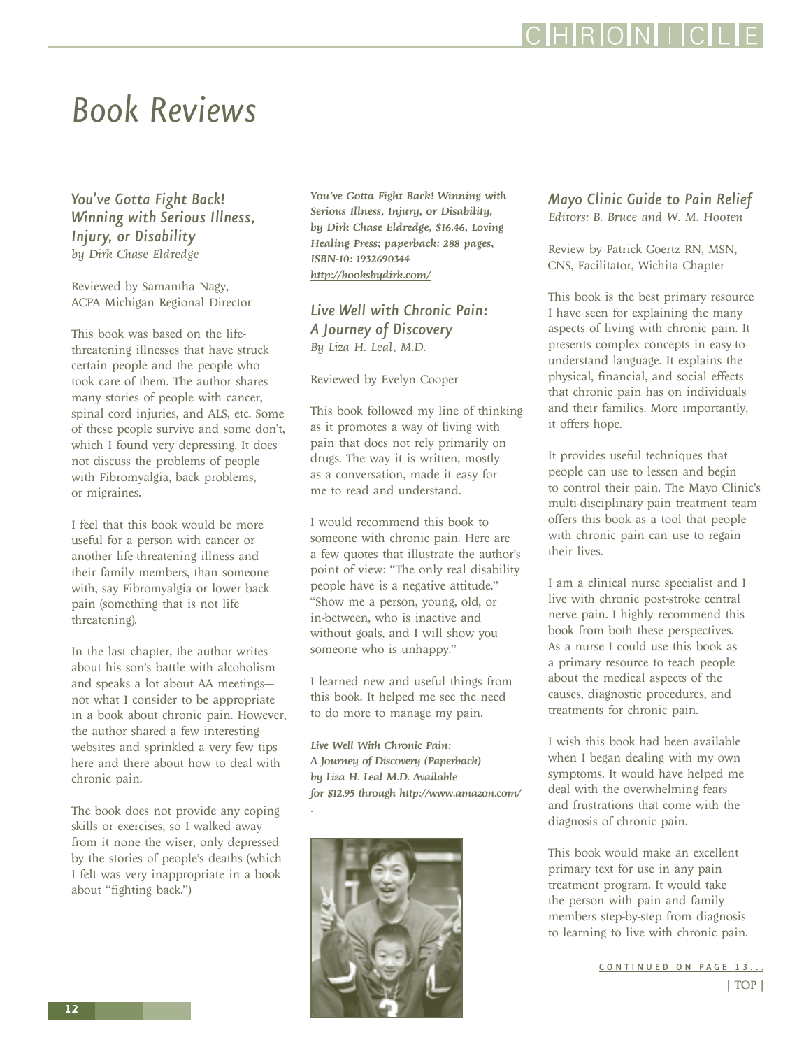# Book Reviews

## *You've Gotta Fight Back! Winning with Serious Illness, Injury, or Disability*

*by Dirk Chase Eldredge*

Reviewed by Samantha Nagy, ACPA Michigan Regional Director

This book was based on the life-threatening illnesses that have struck certain people and the people who took care of them. The author shares many stories of people with cancer, spinal cord injuries, and ALS, etc. Some of these people survive and some don't, which I found very depressing. It does not discuss the problems of people with Fibromyalgia, back problems, or migraines.

I feel that this book would be more useful for a person with cancer or another life-threatening illness and their family members, than someone with, say Fibromyalgia or lower back pain (something that is not life threatening).

In the last chapter, the author writes about his son's battle with alcoholism and speaks a lot about AA meetings—not what I consider to be appropriate in a book about chronic pain. However, the author shared a few interesting websites and sprinkled a very few tips here and there about how to deal with chronic pain.

The book does not provide any coping skills or exercises, so I walked away from it none the wiser, only depressed by the stories of people's deaths (which I felt was very inappropriate in a book about "fighting back.")

***You've Gotta Fight Back! Winning with Serious Illness, Injury, or Disability, by Dirk Chase Eldredge, $16.46, Loving Healing Press; paperback: 288 pages, ISBN-10: 1932690344 http://booksbydirk.com/***

## *Live Well with Chronic Pain: A Journey of Discovery*

*By Liza H. Leal, M.D.*

Reviewed by Evelyn Cooper

This book followed my line of thinking as it promotes a way of living with pain that does not rely primarily on drugs. The way it is written, mostly as a conversation, made it easy for me to read and understand.

I would recommend this book to someone with chronic pain. Here are a few quotes that illustrate the author's point of view: "The only real disability people have is a negative attitude." "Show me a person, young, old, or in-between, who is inactive and without goals, and I will show you someone who is unhappy."

I learned new and useful things from this book. It helped me see the need to do more to manage my pain.

***Live Well With Chronic Pain: A Journey of Discovery (Paperback) by Liza H. Leal M.D. Available for $12.95 through http://www.amazon.com/***

## *Mayo Clinic Guide to Pain Relief*

*Editors: B. Bruce and W. M. Hooten*

Review by Patrick Goertz RN, MSN, CNS, Facilitator, Wichita Chapter

This book is the best primary resource I have seen for explaining the many aspects of living with chronic pain. It presents complex concepts in easy-to-understand language. It explains the physical, financial, and social effects that chronic pain has on individuals and their families. More importantly, it offers hope.

It provides useful techniques that people can use to lessen and begin to control their pain. The Mayo Clinic's multi-disciplinary pain treatment team offers this book as a tool that people with chronic pain can use to regain their lives.

I am a clinical nurse specialist and I live with chronic post-stroke central nerve pain. I highly recommend this book from both these perspectives. As a nurse I could use this book as a primary resource to teach people about the medical aspects of the causes, diagnostic procedures, and treatments for chronic pain.

I wish this book had been available when I began dealing with my own symptoms. It would have helped me deal with the overwhelming fears and frustrations that come with the diagnosis of chronic pain.

This book would make an excellent primary text for use in any pain treatment program. It would take the person with pain and family members step-by-step from diagnosis to learning to live with chronic pain.

CONTINUED ON PAGE 13...

| TOP |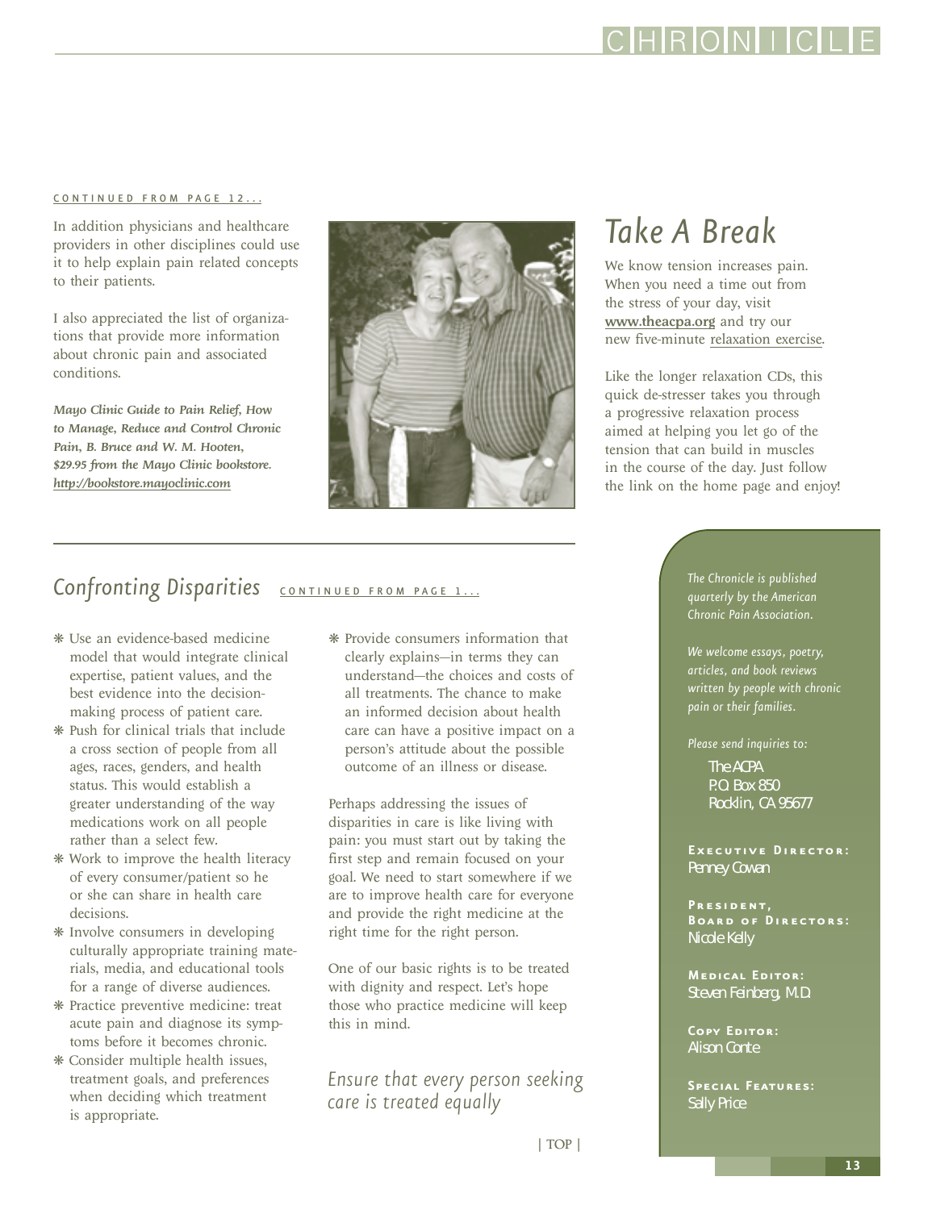CONTINUED FROM PAGE 12...

In addition physicians and healthcare providers in other disciplines could use it to help explain pain related concepts to their patients.

I also appreciated the list of organizations that provide more information about chronic pain and associated conditions.

***Mayo Clinic Guide to Pain Relief, How to Manage, Reduce and Control Chronic Pain, B. Bruce and W. M. Hooten, $29.95 from the Mayo Clinic bookstore. http://bookstore.mayoclinic.com***

# Take A Break

We know tension increases pain. When you need a time out from the stress of your day, visit **www.theacpa.org** and try our new five-minute relaxation exercise.

Like the longer relaxation CDs, this quick de-stresser takes you through a progressive relaxation process aimed at helping you let go of the tension that can build in muscles in the course of the day. Just follow the link on the home page and enjoy!

## Confronting Disparities

CONTINUED FROM PAGE 1...

- Use an evidence-based medicine model that would integrate clinical expertise, patient values, and the best evidence into the decision-making process of patient care.
- Push for clinical trials that include a cross section of people from all ages, races, genders, and health status. This would establish a greater understanding of the way medications work on all people rather than a select few.
- Work to improve the health literacy of every consumer/patient so he or she can share in health care decisions.
- Involve consumers in developing culturally appropriate training materials, media, and educational tools for a range of diverse audiences.
- Practice preventive medicine: treat acute pain and diagnose its symptoms before it becomes chronic.
- Consider multiple health issues, treatment goals, and preferences when deciding which treatment is appropriate.
- Provide consumers information that clearly explains—in terms they can understand—the choices and costs of all treatments. The chance to make an informed decision about health care can have a positive impact on a person's attitude about the possible outcome of an illness or disease.

Perhaps addressing the issues of disparities in care is like living with pain: you must start out by taking the first step and remain focused on your goal. We need to start somewhere if we are to improve health care for everyone and provide the right medicine at the right time for the right person.

One of our basic rights is to be treated with dignity and respect. Let's hope those who practice medicine will keep this in mind.

*Ensure that every person seeking care is treated equally*

| TOP |

*The Chronicle is published quarterly by the American Chronic Pain Association.*

*We welcome essays, poetry, articles, and book reviews written by people with chronic pain or their families.*

*Please send inquiries to:*

The ACPA
P.O. Box 850
Rocklin, CA 95677

**Executive Director:**
Penney Cowan

**President, Board of Directors:**
Nicole Kelly

**Medical Editor:**
Steven Feinberg, M.D.

**Copy Editor:**
Alison Conte

**Special Features:**
Sally Price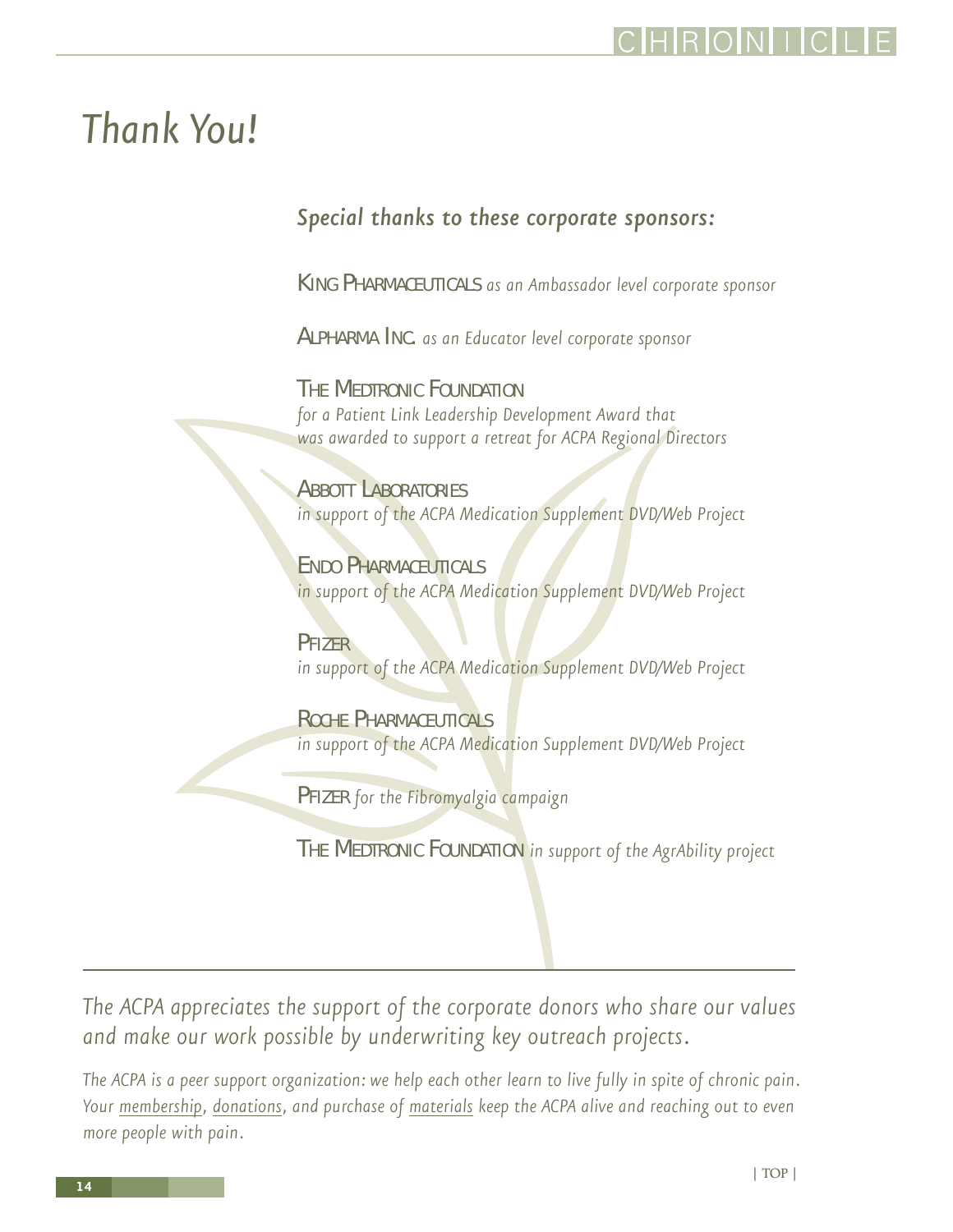# Thank You!

### *Special thanks to these corporate sponsors:*

KING PHARMACEUTICALS *as an Ambassador level corporate sponsor*

ALPHARMA INC. *as an Educator level corporate sponsor*

THE MEDTRONIC FOUNDATION
*for a Patient Link Leadership Development Award that was awarded to support a retreat for ACPA Regional Directors*

ABBOTT LABORATORIES
*in support of the ACPA Medication Supplement DVD/Web Project*

ENDO PHARMACEUTICALS
*in support of the ACPA Medication Supplement DVD/Web Project*

PFIZER
*in support of the ACPA Medication Supplement DVD/Web Project*

ROCHE PHARMACEUTICALS
*in support of the ACPA Medication Supplement DVD/Web Project*

PFIZER *for the Fibromyalgia campaign*

THE MEDTRONIC FOUNDATION *in support of the AgrAbility project*

---

*The ACPA appreciates the support of the corporate donors who share our values and make our work possible by underwriting key outreach projects.*

*The ACPA is a peer support organization: we help each other learn to live fully in spite of chronic pain. Your membership, donations, and purchase of materials keep the ACPA alive and reaching out to even more people with pain.*

| TOP |